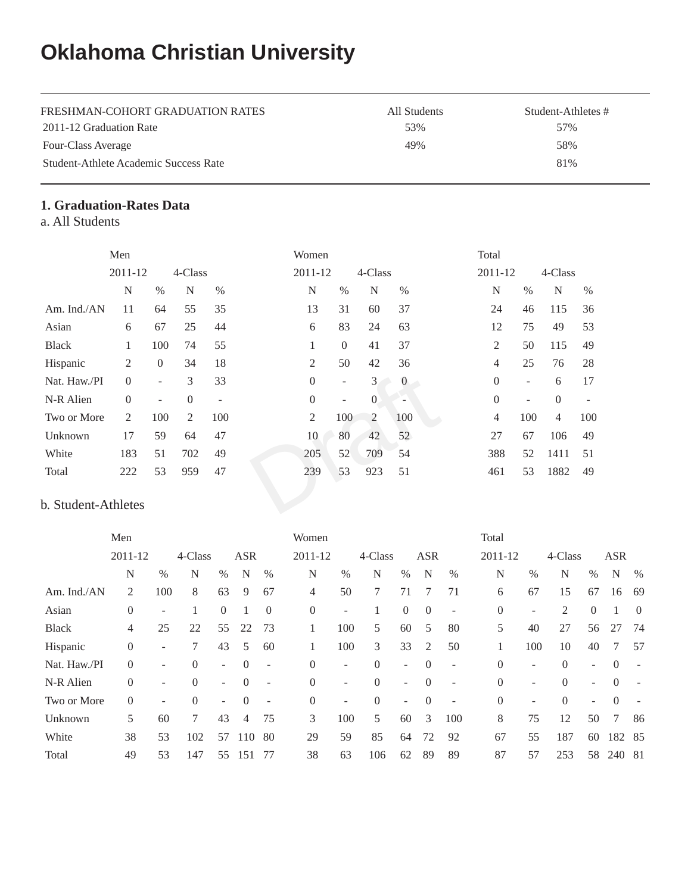# Oklahoma Christian University

| FRESHMAN-COHORT GRADUATION RATES | All Students | Student-Athletes # |
|---|---|---|
| 2011-12 Graduation Rate | 53% | 57% |
| Four-Class Average | 49% | 58% |
| Student-Athlete Academic Success Rate | | 81% |

**1. Graduation-Rates Data**

a. All Students

| | Men | | | | Women | | | | Total | | | |
|---|---|---|---|---|---|---|---|---|---|---|---|---|
| | 2011-12 | | 4-Class | | 2011-12 | | 4-Class | | 2011-12 | | 4-Class | |
| | N | % | N | % | N | % | N | % | N | % | N | % |
| Am. Ind./AN | 11 | 64 | 55 | 35 | 13 | 31 | 60 | 37 | 24 | 46 | 115 | 36 |
| Asian | 6 | 67 | 25 | 44 | 6 | 83 | 24 | 63 | 12 | 75 | 49 | 53 |
| Black | 1 | 100 | 74 | 55 | 1 | 0 | 41 | 37 | 2 | 50 | 115 | 49 |
| Hispanic | 2 | 0 | 34 | 18 | 2 | 50 | 42 | 36 | 4 | 25 | 76 | 28 |
| Nat. Haw./PI | 0 | - | 3 | 33 | 0 | - | 3 | 0 | 0 | - | 6 | 17 |
| N-R Alien | 0 | - | 0 | - | 0 | - | 0 | - | 0 | - | 0 | - |
| Two or More | 2 | 100 | 2 | 100 | 2 | 100 | 2 | 100 | 4 | 100 | 4 | 100 |
| Unknown | 17 | 59 | 64 | 47 | 10 | 80 | 42 | 52 | 27 | 67 | 106 | 49 |
| White | 183 | 51 | 702 | 49 | 205 | 52 | 709 | 54 | 388 | 52 | 1411 | 51 |
| Total | 222 | 53 | 959 | 47 | 239 | 53 | 923 | 51 | 461 | 53 | 1882 | 49 |

b. Student-Athletes

| | Men | | | | | | Women | | | | | | Total | | | | | |
|---|---|---|---|---|---|---|---|---|---|---|---|---|---|---|---|---|---|---|
| | 2011-12 | | 4-Class | | ASR | | 2011-12 | | 4-Class | | ASR | | 2011-12 | | 4-Class | | ASR | |
| | N | % | N | % | N | % | N | % | N | % | N | % | N | % | N | % | N | % |
| Am. Ind./AN | 2 | 100 | 8 | 63 | 9 | 67 | 4 | 50 | 7 | 71 | 7 | 71 | 6 | 67 | 15 | 67 | 16 | 69 |
| Asian | 0 | - | 1 | 0 | 1 | 0 | 0 | - | 1 | 0 | 0 | - | 0 | - | 2 | 0 | 1 | 0 |
| Black | 4 | 25 | 22 | 55 | 22 | 73 | 1 | 100 | 5 | 60 | 5 | 80 | 5 | 40 | 27 | 56 | 27 | 74 |
| Hispanic | 0 | - | 7 | 43 | 5 | 60 | 1 | 100 | 3 | 33 | 2 | 50 | 1 | 100 | 10 | 40 | 7 | 57 |
| Nat. Haw./PI | 0 | - | 0 | - | 0 | - | 0 | - | 0 | - | 0 | - | 0 | - | 0 | - | 0 | - |
| N-R Alien | 0 | - | 0 | - | 0 | - | 0 | - | 0 | - | 0 | - | 0 | - | 0 | - | 0 | - |
| Two or More | 0 | - | 0 | - | 0 | - | 0 | - | 0 | - | 0 | - | 0 | - | 0 | - | 0 | - |
| Unknown | 5 | 60 | 7 | 43 | 4 | 75 | 3 | 100 | 5 | 60 | 3 | 100 | 8 | 75 | 12 | 50 | 7 | 86 |
| White | 38 | 53 | 102 | 57 | 110 | 80 | 29 | 59 | 85 | 64 | 72 | 92 | 67 | 55 | 187 | 60 | 182 | 85 |
| Total | 49 | 53 | 147 | 55 | 151 | 77 | 38 | 63 | 106 | 62 | 89 | 89 | 87 | 57 | 253 | 58 | 240 | 81 |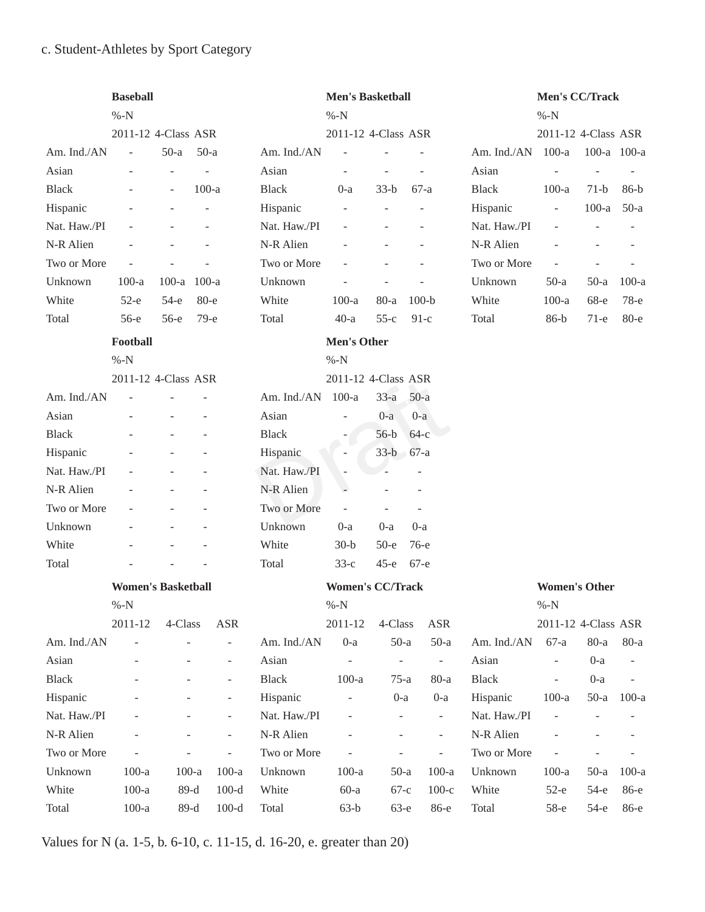c. Student-Athletes by Sport Category

**Baseball**

| | %-N | | |
|---|---|---|---|
| | 2011-12 | 4-Class | ASR |
| Am. Ind./AN | - | 50-a | 50-a |
| Asian | - | - | - |
| Black | - | - | 100-a |
| Hispanic | - | - | - |
| Nat. Haw./PI | - | - | - |
| N-R Alien | - | - | - |
| Two or More | - | - | - |
| Unknown | 100-a | 100-a | 100-a |
| White | 52-e | 54-e | 80-e |
| Total | 56-e | 56-e | 79-e |

**Men's Basketball**

| | %-N | | |
|---|---|---|---|
| | 2011-12 | 4-Class | ASR |
| Am. Ind./AN | - | - | - |
| Asian | - | - | - |
| Black | 0-a | 33-b | 67-a |
| Hispanic | - | - | - |
| Nat. Haw./PI | - | - | - |
| N-R Alien | - | - | - |
| Two or More | - | - | - |
| Unknown | - | - | - |
| White | 100-a | 80-a | 100-b |
| Total | 40-a | 55-c | 91-c |

**Men's CC/Track**

| | %-N | | |
|---|---|---|---|
| | 2011-12 | 4-Class | ASR |
| Am. Ind./AN | 100-a | 100-a | 100-a |
| Asian | - | - | - |
| Black | 100-a | 71-b | 86-b |
| Hispanic | - | 100-a | 50-a |
| Nat. Haw./PI | - | - | - |
| N-R Alien | - | - | - |
| Two or More | - | - | - |
| Unknown | 50-a | 50-a | 100-a |
| White | 100-a | 68-e | 78-e |
| Total | 86-b | 71-e | 80-e |

**Football**

| | %-N | | |
|---|---|---|---|
| | 2011-12 | 4-Class | ASR |
| Am. Ind./AN | - | - | - |
| Asian | - | - | - |
| Black | - | - | - |
| Hispanic | - | - | - |
| Nat. Haw./PI | - | - | - |
| N-R Alien | - | - | - |
| Two or More | - | - | - |
| Unknown | - | - | - |
| White | - | - | - |
| Total | - | - | - |

**Men's Other**

| | %-N | | |
|---|---|---|---|
| | 2011-12 | 4-Class | ASR |
| Am. Ind./AN | 100-a | 33-a | 50-a |
| Asian | - | 0-a | 0-a |
| Black | - | 56-b | 64-c |
| Hispanic | - | 33-b | 67-a |
| Nat. Haw./PI | - | - | - |
| N-R Alien | - | - | - |
| Two or More | - | - | - |
| Unknown | 0-a | 0-a | 0-a |
| White | 30-b | 50-e | 76-e |
| Total | 33-c | 45-e | 67-e |

**Women's Basketball**

| | %-N | | |
|---|---|---|---|
| | 2011-12 | 4-Class | ASR |
| Am. Ind./AN | - | - | - |
| Asian | - | - | - |
| Black | - | - | - |
| Hispanic | - | - | - |
| Nat. Haw./PI | - | - | - |
| N-R Alien | - | - | - |
| Two or More | - | - | - |
| Unknown | 100-a | 100-a | 100-a |
| White | 100-a | 89-d | 100-d |
| Total | 100-a | 89-d | 100-d |

**Women's CC/Track**

| | %-N | | |
|---|---|---|---|
| | 2011-12 | 4-Class | ASR |
| Am. Ind./AN | 0-a | 50-a | 50-a |
| Asian | - | - | - |
| Black | 100-a | 75-a | 80-a |
| Hispanic | - | 0-a | 0-a |
| Nat. Haw./PI | - | - | - |
| N-R Alien | - | - | - |
| Two or More | - | - | - |
| Unknown | 100-a | 50-a | 100-a |
| White | 60-a | 67-c | 100-c |
| Total | 63-b | 63-e | 86-e |

**Women's Other**

| | %-N | | |
|---|---|---|---|
| | 2011-12 | 4-Class | ASR |
| Am. Ind./AN | 67-a | 80-a | 80-a |
| Asian | - | 0-a | - |
| Black | - | 0-a | - |
| Hispanic | 100-a | 50-a | 100-a |
| Nat. Haw./PI | - | - | - |
| N-R Alien | - | - | - |
| Two or More | - | - | - |
| Unknown | 100-a | 50-a | 100-a |
| White | 52-e | 54-e | 86-e |
| Total | 58-e | 54-e | 86-e |

Values for N (a. 1-5, b. 6-10, c. 11-15, d. 16-20, e. greater than 20)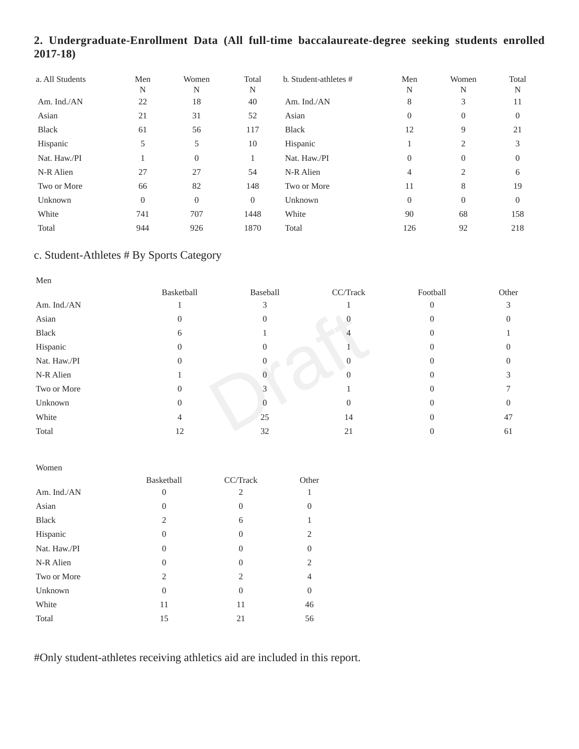## 2. Undergraduate-Enrollment Data (All full-time baccalaureate-degree seeking students enrolled 2017-18)

| a. All Students | Men N | Women N | Total N |
|---|---|---|---|
| Am. Ind./AN | 22 | 18 | 40 |
| Asian | 21 | 31 | 52 |
| Black | 61 | 56 | 117 |
| Hispanic | 5 | 5 | 10 |
| Nat. Haw./PI | 1 | 0 | 1 |
| N-R Alien | 27 | 27 | 54 |
| Two or More | 66 | 82 | 148 |
| Unknown | 0 | 0 | 0 |
| White | 741 | 707 | 1448 |
| Total | 944 | 926 | 1870 |

| b. Student-athletes # | Men N | Women N | Total N |
|---|---|---|---|
| Am. Ind./AN | 8 | 3 | 11 |
| Asian | 0 | 0 | 0 |
| Black | 12 | 9 | 21 |
| Hispanic | 1 | 2 | 3 |
| Nat. Haw./PI | 0 | 0 | 0 |
| N-R Alien | 4 | 2 | 6 |
| Two or More | 11 | 8 | 19 |
| Unknown | 0 | 0 | 0 |
| White | 90 | 68 | 158 |
| Total | 126 | 92 | 218 |

### c. Student-Athletes # By Sports Category

Men

| | Basketball | Baseball | CC/Track | Football | Other |
|---|---|---|---|---|---|
| Am. Ind./AN | 1 | 3 | 1 | 0 | 3 |
| Asian | 0 | 0 | 0 | 0 | 0 |
| Black | 6 | 1 | 4 | 0 | 1 |
| Hispanic | 0 | 0 | 1 | 0 | 0 |
| Nat. Haw./PI | 0 | 0 | 0 | 0 | 0 |
| N-R Alien | 1 | 0 | 0 | 0 | 3 |
| Two or More | 0 | 3 | 1 | 0 | 7 |
| Unknown | 0 | 0 | 0 | 0 | 0 |
| White | 4 | 25 | 14 | 0 | 47 |
| Total | 12 | 32 | 21 | 0 | 61 |

Women

| | Basketball | CC/Track | Other |
|---|---|---|---|
| Am. Ind./AN | 0 | 2 | 1 |
| Asian | 0 | 0 | 0 |
| Black | 2 | 6 | 1 |
| Hispanic | 0 | 0 | 2 |
| Nat. Haw./PI | 0 | 0 | 0 |
| N-R Alien | 0 | 0 | 2 |
| Two or More | 2 | 2 | 4 |
| Unknown | 0 | 0 | 0 |
| White | 11 | 11 | 46 |
| Total | 15 | 21 | 56 |

#Only student-athletes receiving athletics aid are included in this report.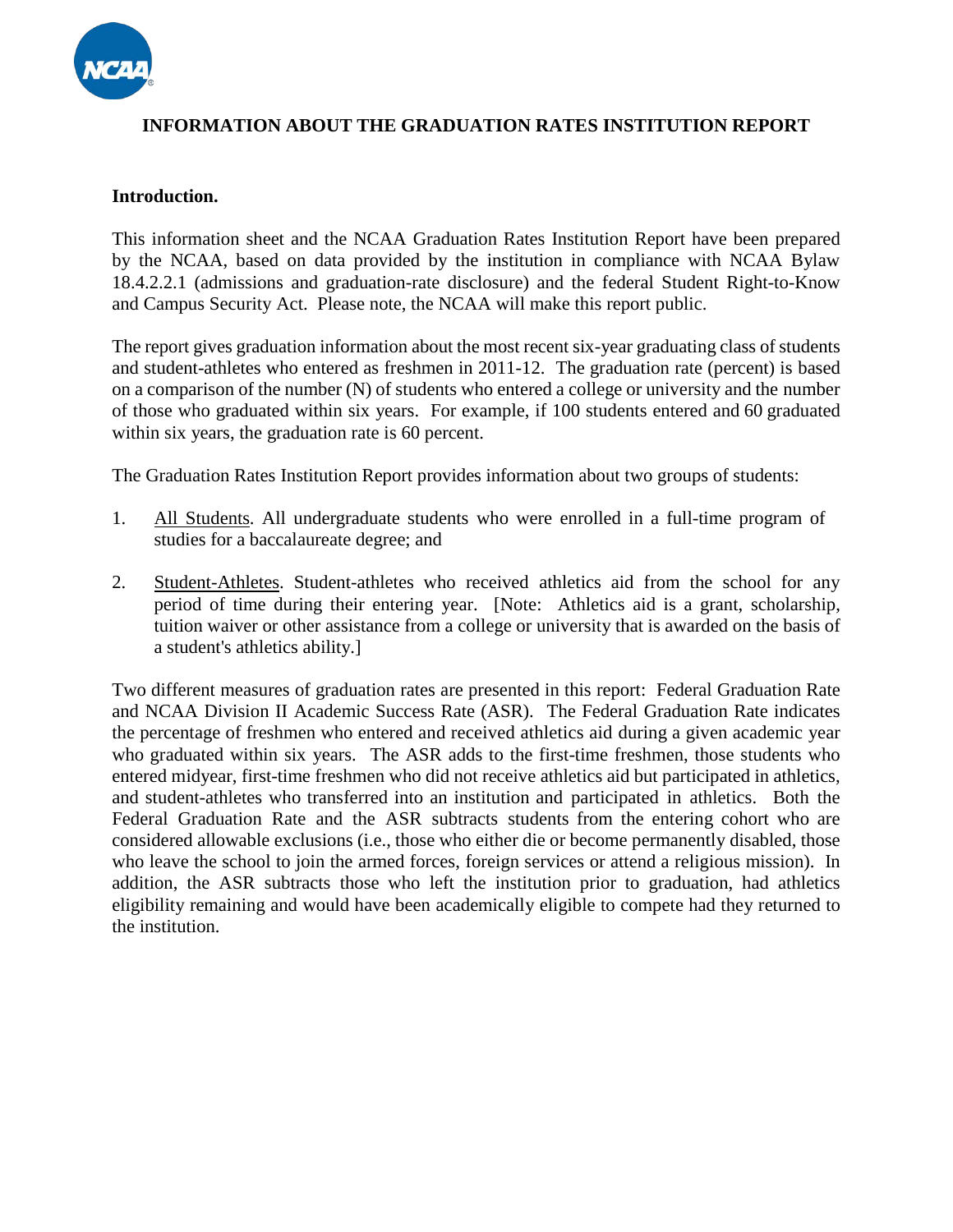# INFORMATION ABOUT THE GRADUATION RATES INSTITUTION REPORT

**Introduction.**

This information sheet and the NCAA Graduation Rates Institution Report have been prepared by the NCAA, based on data provided by the institution in compliance with NCAA Bylaw 18.4.2.2.1 (admissions and graduation-rate disclosure) and the federal Student Right-to-Know and Campus Security Act. Please note, the NCAA will make this report public.

The report gives graduation information about the most recent six-year graduating class of students and student-athletes who entered as freshmen in 2011-12. The graduation rate (percent) is based on a comparison of the number (N) of students who entered a college or university and the number of those who graduated within six years. For example, if 100 students entered and 60 graduated within six years, the graduation rate is 60 percent.

The Graduation Rates Institution Report provides information about two groups of students:

1. All Students. All undergraduate students who were enrolled in a full-time program of studies for a baccalaureate degree; and
2. Student-Athletes. Student-athletes who received athletics aid from the school for any period of time during their entering year. [Note: Athletics aid is a grant, scholarship, tuition waiver or other assistance from a college or university that is awarded on the basis of a student's athletics ability.]

Two different measures of graduation rates are presented in this report: Federal Graduation Rate and NCAA Division II Academic Success Rate (ASR). The Federal Graduation Rate indicates the percentage of freshmen who entered and received athletics aid during a given academic year who graduated within six years. The ASR adds to the first-time freshmen, those students who entered midyear, first-time freshmen who did not receive athletics aid but participated in athletics, and student-athletes who transferred into an institution and participated in athletics. Both the Federal Graduation Rate and the ASR subtracts students from the entering cohort who are considered allowable exclusions (i.e., those who either die or become permanently disabled, those who leave the school to join the armed forces, foreign services or attend a religious mission). In addition, the ASR subtracts those who left the institution prior to graduation, had athletics eligibility remaining and would have been academically eligible to compete had they returned to the institution.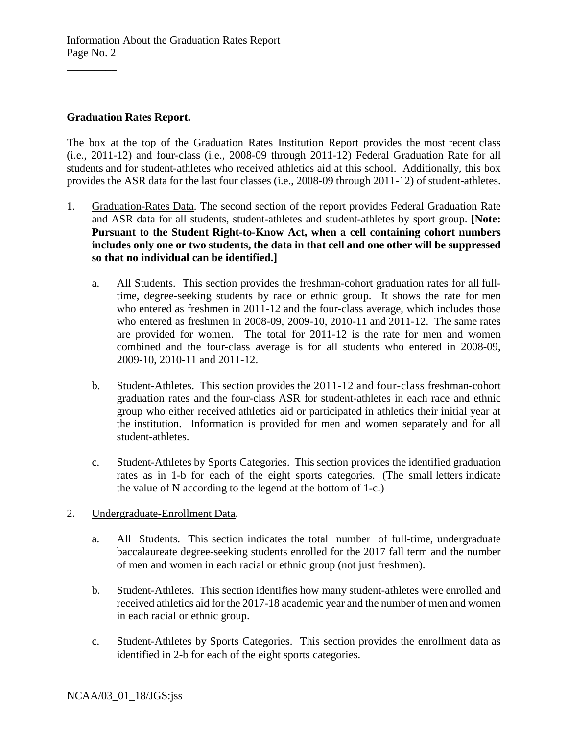**Graduation Rates Report.**

The box at the top of the Graduation Rates Institution Report provides the most recent class (i.e., 2011-12) and four-class (i.e., 2008-09 through 2011-12) Federal Graduation Rate for all students and for student-athletes who received athletics aid at this school. Additionally, this box provides the ASR data for the last four classes (i.e., 2008-09 through 2011-12) of student-athletes.

1. Graduation-Rates Data. The second section of the report provides Federal Graduation Rate and ASR data for all students, student-athletes and student-athletes by sport group. **[Note: Pursuant to the Student Right-to-Know Act, when a cell containing cohort numbers includes only one or two students, the data in that cell and one other will be suppressed so that no individual can be identified.]**

   a. All Students. This section provides the freshman-cohort graduation rates for all full-time, degree-seeking students by race or ethnic group. It shows the rate for men who entered as freshmen in 2011-12 and the four-class average, which includes those who entered as freshmen in 2008-09, 2009-10, 2010-11 and 2011-12. The same rates are provided for women. The total for 2011-12 is the rate for men and women combined and the four-class average is for all students who entered in 2008-09, 2009-10, 2010-11 and 2011-12.

   b. Student-Athletes. This section provides the 2011-12 and four-class freshman-cohort graduation rates and the four-class ASR for student-athletes in each race and ethnic group who either received athletics aid or participated in athletics their initial year at the institution. Information is provided for men and women separately and for all student-athletes.

   c. Student-Athletes by Sports Categories. This section provides the identified graduation rates as in 1-b for each of the eight sports categories. (The small letters indicate the value of N according to the legend at the bottom of 1-c.)

2. Undergraduate-Enrollment Data.

   a. All Students. This section indicates the total number of full-time, undergraduate baccalaureate degree-seeking students enrolled for the 2017 fall term and the number of men and women in each racial or ethnic group (not just freshmen).

   b. Student-Athletes. This section identifies how many student-athletes were enrolled and received athletics aid for the 2017-18 academic year and the number of men and women in each racial or ethnic group.

   c. Student-Athletes by Sports Categories. This section provides the enrollment data as identified in 2-b for each of the eight sports categories.

NCAA/03_01_18/JGS:jss